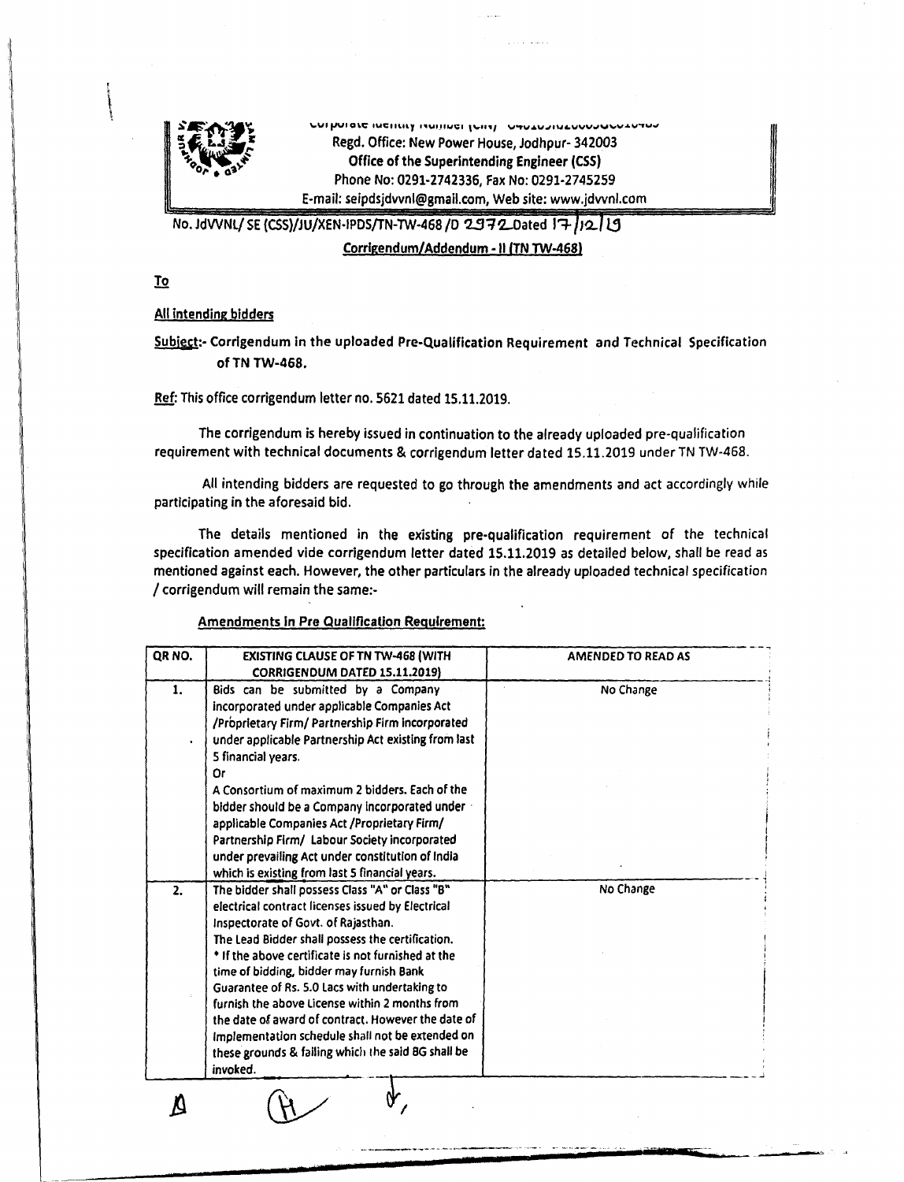Corporate Identity Number (CIN) U40109RJ2000SGC016485

Regd. Office: New Power House, Jodhpur- 342003

**Office of the Superintending Engineer (CSS)**

Phone No: 0291-2742336, Fax No: 0291-2745259

E-mail: seipdsjdvvnl@gmail.com, Web site: www.jdvvnl.com

No. JdVVNL/ SE (CSS)/JU/XEN-IPDS/TN-TW-468 /D 2972 Dated 17/12/19

**Corrigendum/Addendum - II (TN TW-468)**

**To**

**All intending bidders**

**Subject:- Corrigendum in the uploaded Pre-Qualification Requirement and Technical Specification of TN TW-468.**

**Ref:** This office corrigendum letter no. 5621 dated 15.11.2019.

The corrigendum is hereby issued in continuation to the already uploaded pre-qualification requirement with technical documents & corrigendum letter dated 15.11.2019 under TN TW-468.

All intending bidders are requested to go through the amendments and act accordingly while participating in the aforesaid bid.

The details mentioned in the existing pre-qualification requirement of the technical specification amended vide corrigendum letter dated 15.11.2019 as detailed below, shall be read as mentioned against each. However, the other particulars in the already uploaded technical specification / corrigendum will remain the same:-

**Amendments in Pre Qualification Requirement:**

| QR NO. | EXISTING CLAUSE OF TN TW-468 (WITH CORRIGENDUM DATED 15.11.2019) | AMENDED TO READ AS |
|---|---|---|
| 1. | Bids can be submitted by a Company incorporated under applicable Companies Act /Proprietary Firm/ Partnership Firm incorporated under applicable Partnership Act existing from last 5 financial years.<br>Or<br>A Consortium of maximum 2 bidders. Each of the bidder should be a Company incorporated under applicable Companies Act /Proprietary Firm/ Partnership Firm/ Labour Society incorporated under prevailing Act under constitution of India which is existing from last 5 financial years. | No Change |
| 2. | The bidder shall possess Class "A" or Class "B" electrical contract licenses issued by Electrical Inspectorate of Govt. of Rajasthan.<br>The Lead Bidder shall possess the certification.<br>* If the above certificate is not furnished at the time of bidding, bidder may furnish Bank Guarantee of Rs. 5.0 Lacs with undertaking to furnish the above License within 2 months from the date of award of contract. However the date of implementation schedule shall not be extended on these grounds & failing which the said BG shall be invoked. | No Change |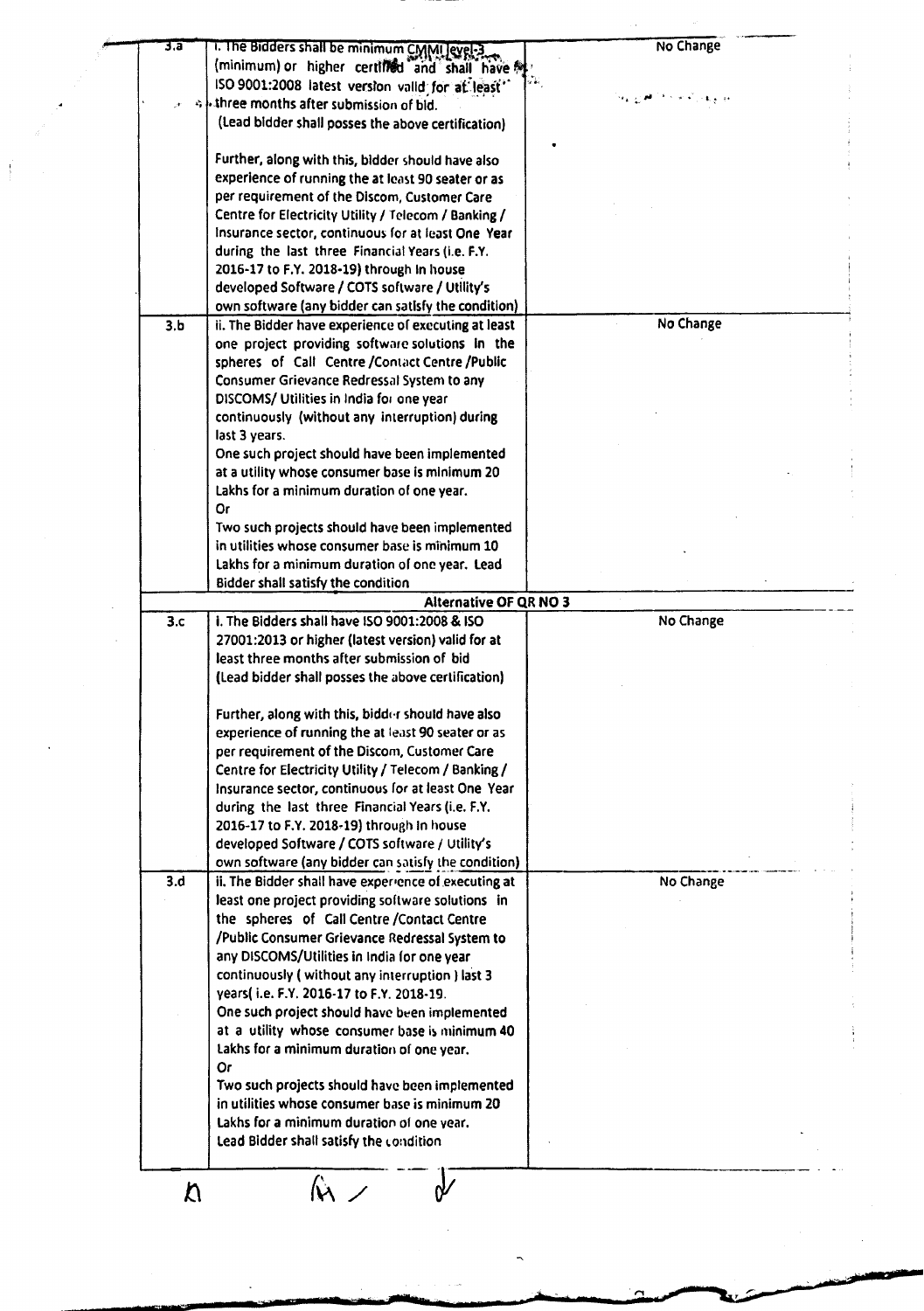| 3.a | i. The Bidders shall be minimum CMMI level-3 (minimum) or higher certified and shall have ISO 9001:2008 latest version valid for at least three months after submission of bid.<br>(Lead bidder shall posses the above certification)<br><br>Further, along with this, bidder should have also experience of running the at least 90 seater or as per requirement of the Discom, Customer Care Centre for Electricity Utility / Telecom / Banking / Insurance sector, continuous for at least One Year during the last three Financial Years (i.e. F.Y. 2016-17 to F.Y. 2018-19) through In house developed Software / COTS software / Utility's own software (any bidder can satisfy the condition) | No Change |
|---|---|---|
| 3.b | ii. The Bidder have experience of executing at least one project providing software solutions In the spheres of Call Centre /Contact Centre /Public Consumer Grievance Redressal System to any DISCOMS/ Utilities in India for one year continuously (without any interruption) during last 3 years.<br>One such project should have been implemented at a utility whose consumer base is minimum 20 Lakhs for a minimum duration of one year.<br>Or<br>Two such projects should have been implemented in utilities whose consumer base is minimum 10 Lakhs for a minimum duration of one year. Lead Bidder shall satisfy the condition | No Change |
| | **Alternative OF QR NO 3** | |
| 3.c | i. The Bidders shall have ISO 9001:2008 & ISO 27001:2013 or higher (latest version) valid for at least three months after submission of bid<br>(Lead bidder shall posses the above certification)<br><br>Further, along with this, bidder should have also experience of running the at least 90 seater or as per requirement of the Discom, Customer Care Centre for Electricity Utility / Telecom / Banking / Insurance sector, continuous for at least One Year during the last three Financial Years (i.e. F.Y. 2016-17 to F.Y. 2018-19) through In house developed Software / COTS software / Utility's own software (any bidder can satisfy the condition) | No Change |
| 3.d | ii. The Bidder shall have experience of executing at least one project providing software solutions in the spheres of Call Centre /Contact Centre /Public Consumer Grievance Redressal System to any DISCOMS/Utilities in India for one year continuously ( without any interruption ) last 3 years( i.e. F.Y. 2016-17 to F.Y. 2018-19.<br>One such project should have been implemented at a utility whose consumer base is minimum 40 Lakhs for a minimum duration of one year.<br>Or<br>Two such projects should have been implemented in utilities whose consumer base is minimum 20 Lakhs for a minimum duration of one year.<br>Lead Bidder shall satisfy the condition | No Change |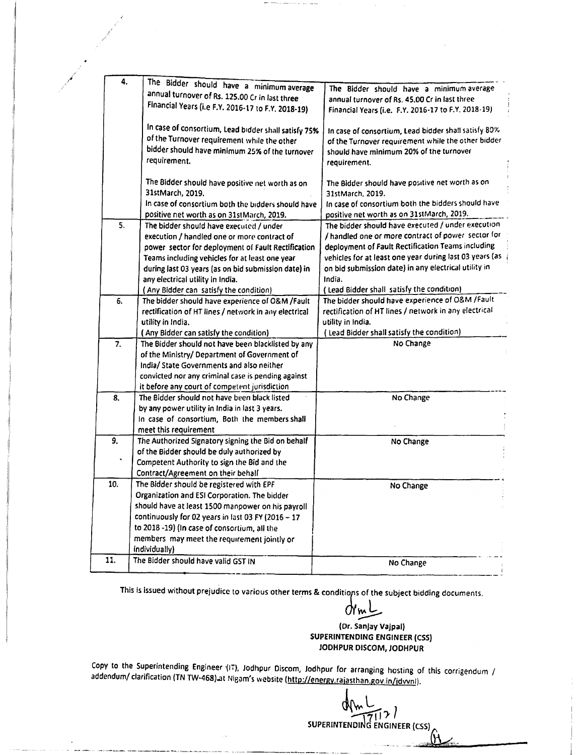| | | |
|---|---|---|
| 4. | The Bidder should have a minimum average annual turnover of Rs. 125.00 Cr in last three Financial Years (i.e F.Y. 2016-17 to F.Y. 2018-19)<br><br>In case of consortium, Lead bidder shall satisfy 75% of the Turnover requirement while the other bidder should have minimum 25% of the turnover requirement.<br><br>The Bidder should have positive net worth as on 31stMarch, 2019.<br>In case of consortium both the bidders should have positive net worth as on 31stMarch, 2019. | The Bidder should have a minimum average annual turnover of Rs. 45.00 Cr in last three Financial Years (i.e. F.Y. 2016-17 to F.Y. 2018-19)<br><br>In case of consortium, Lead bidder shall satisfy 80% of the Turnover requirement while the other bidder should have minimum 20% of the turnover requirement.<br><br>The Bidder should have positive net worth as on 31stMarch, 2019.<br>In case of consortium both the bidders should have positive net worth as on 31stMarch, 2019. |
| 5. | The bidder should have executed / under execution / handled one or more contract of power sector for deployment of Fault Rectification Teams including vehicles for at least one year during last 03 years (as on bid submission date) in any electrical utility in India.<br>( Any Bidder can satisfy the condition) | The bidder should have executed / under execution / handled one or more contract of power sector for deployment of Fault Rectification Teams including vehicles for at least one year during last 03 years (as on bid submission date) in any electrical utility in India.<br>( Lead Bidder shall satisfy the condition) |
| 6. | The bidder should have experience of O&M /Fault rectification of HT lines / network in any electrical utility in India.<br>( Any Bidder can satisfy the condition) | The bidder should have experience of O&M /Fault rectification of HT lines / network in any electrical utility in India.<br>( Lead Bidder shall satisfy the condition) |
| 7. | The Bidder should not have been blacklisted by any of the Ministry/ Department of Government of India/ State Governments and also neither convicted nor any criminal case is pending against it before any court of competent jurisdiction | No Change |
| 8. | The Bidder should not have been black listed by any power utility in India in last 3 years.<br>In case of consortium, Both the members shall meet this requirement | No Change |
| 9. | The Authorized Signatory signing the Bid on behalf of the Bidder should be duly authorized by Competent Authority to sign the Bid and the Contract/Agreement on their behalf | No Change |
| 10. | The Bidder should be registered with EPF Organization and ESI Corporation. The bidder should have at least 1500 manpower on his payroll continuously for 02 years in last 03 FY (2016 – 17 to 2018 -19) (In case of consortium, all the members may meet the requirement jointly or individually) | No Change |
| 11. | The Bidder should have valid GST IN | No Change |

This is issued without prejudice to various other terms & conditions of the subject bidding documents.

(Dr. Sanjay Vajpai)
**SUPERINTENDING ENGINEER (CSS)**
**JODHPUR DISCOM, JODHPUR**

Copy to the Superintending Engineer (IT), Jodhpur Discom, Jodhpur for arranging hosting of this corrigendum / addendum/ clarification (TN TW-468) at Nigam's website (http://energy.rajasthan.gov.in/jdvvnl).

17/12/
**SUPERINTENDING ENGINEER (CSS)**